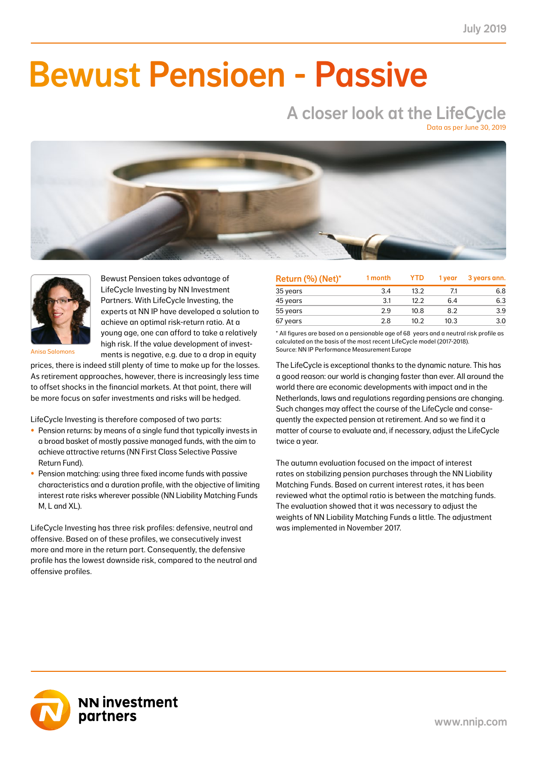July 2019

# Bewust Pensioen - Passive

## A closer look at the LifeCycle

Data as per June 30, 2019

Anisa Salomons

Bewust Pensioen takes advantage of LifeCycle Investing by NN Investment Partners. With LifeCycle Investing, the experts at NN IP have developed a solution to achieve an optimal risk-return ratio. At a young age, one can afford to take a relatively high risk. If the value development of investments is negative, e.g. due to a drop in equity prices, there is indeed still plenty of time to make up for the losses. As retirement approaches, however, there is increasingly less time to offset shocks in the financial markets. At that point, there will be more focus on safer investments and risks will be hedged.

LifeCycle Investing is therefore composed of two parts:

- Pension returns: by means of a single fund that typically invests in a broad basket of mostly passive managed funds, with the aim to achieve attractive returns (NN First Class Selective Passive Return Fund).
- Pension matching: using three fixed income funds with passive characteristics and a duration profile, with the objective of limiting interest rate risks wherever possible (NN Liability Matching Funds M, L and XL).

LifeCycle Investing has three risk profiles: defensive, neutral and offensive. Based on of these profiles, we consecutively invest more and more in the return part. Consequently, the defensive profile has the lowest downside risk, compared to the neutral and offensive profiles.

| Return (%) (Net)* | 1 month | YTD | 1 year | 3 years ann. |
|---|---|---|---|---|
| 35 years | 3.4 | 13.2 | 7.1 | 6.8 |
| 45 years | 3.1 | 12.2 | 6.4 | 6.3 |
| 55 years | 2.9 | 10.8 | 8.2 | 3.9 |
| 67 years | 2.8 | 10.2 | 10.3 | 3.0 |

* All figures are based on a pensionable age of 68 years and a neutral risk profile as calculated on the basis of the most recent LifeCycle model (2017-2018).
Source: NN IP Performance Measurement Europe

The LifeCycle is exceptional thanks to the dynamic nature. This has a good reason: our world is changing faster than ever. All around the world there are economic developments with impact and in the Netherlands, laws and regulations regarding pensions are changing. Such changes may affect the course of the LifeCycle and consequently the expected pension at retirement. And so we find it a matter of course to evaluate and, if necessary, adjust the LifeCycle twice a year.

The autumn evaluation focused on the impact of interest rates on stabilizing pension purchases through the NN Liability Matching Funds. Based on current interest rates, it has been reviewed what the optimal ratio is between the matching funds. The evaluation showed that it was necessary to adjust the weights of NN Liability Matching Funds a little. The adjustment was implemented in November 2017.

NN investment partners

www.nnip.com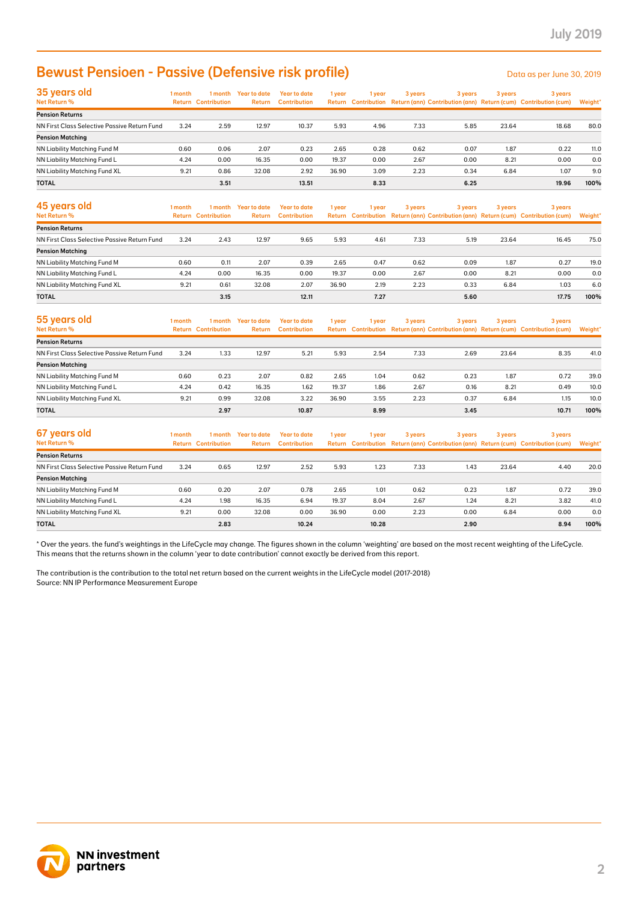# Bewust Pensioen - Passive (Defensive risk profile)

Data as per June 30, 2019

## 35 years old

| Net Return % | 1 month Return | 1 month Contribution | Year to date Return | Year to date Contribution | 1 year Return | 1 year Contribution | 3 years Return (ann) | 3 years Contribution (ann) | 3 years Return (cum) | 3 years Contribution (cum) | Weight* |
|---|---|---|---|---|---|---|---|---|---|---|---|
| **Pension Returns** | | | | | | | | | | | |
| NN First Class Selective Passive Return Fund | 3.24 | 2.59 | 12.97 | 10.37 | 5.93 | 4.96 | 7.33 | 5.85 | 23.64 | 18.68 | 80.0 |
| **Pension Matching** | | | | | | | | | | | |
| NN Liability Matching Fund M | 0.60 | 0.06 | 2.07 | 0.23 | 2.65 | 0.28 | 0.62 | 0.07 | 1.87 | 0.22 | 11.0 |
| NN Liability Matching Fund L | 4.24 | 0.00 | 16.35 | 0.00 | 19.37 | 0.00 | 2.67 | 0.00 | 8.21 | 0.00 | 0.0 |
| NN Liability Matching Fund XL | 9.21 | 0.86 | 32.08 | 2.92 | 36.90 | 3.09 | 2.23 | 0.34 | 6.84 | 1.07 | 9.0 |
| **TOTAL** | | **3.51** | | **13.51** | | **8.33** | | **6.25** | | **19.96** | **100%** |

## 45 years old

| Net Return % | 1 month Return | 1 month Contribution | Year to date Return | Year to date Contribution | 1 year Return | 1 year Contribution | 3 years Return (ann) | 3 years Contribution (ann) | 3 years Return (cum) | 3 years Contribution (cum) | Weight* |
|---|---|---|---|---|---|---|---|---|---|---|---|
| **Pension Returns** | | | | | | | | | | | |
| NN First Class Selective Passive Return Fund | 3.24 | 2.43 | 12.97 | 9.65 | 5.93 | 4.61 | 7.33 | 5.19 | 23.64 | 16.45 | 75.0 |
| **Pension Matching** | | | | | | | | | | | |
| NN Liability Matching Fund M | 0.60 | 0.11 | 2.07 | 0.39 | 2.65 | 0.47 | 0.62 | 0.09 | 1.87 | 0.27 | 19.0 |
| NN Liability Matching Fund L | 4.24 | 0.00 | 16.35 | 0.00 | 19.37 | 0.00 | 2.67 | 0.00 | 8.21 | 0.00 | 0.0 |
| NN Liability Matching Fund XL | 9.21 | 0.61 | 32.08 | 2.07 | 36.90 | 2.19 | 2.23 | 0.33 | 6.84 | 1.03 | 6.0 |
| **TOTAL** | | **3.15** | | **12.11** | | **7.27** | | **5.60** | | **17.75** | **100%** |

## 55 years old

| Net Return % | 1 month Return | 1 month Contribution | Year to date Return | Year to date Contribution | 1 year Return | 1 year Contribution | 3 years Return (ann) | 3 years Contribution (ann) | 3 years Return (cum) | 3 years Contribution (cum) | Weight* |
|---|---|---|---|---|---|---|---|---|---|---|---|
| **Pension Returns** | | | | | | | | | | | |
| NN First Class Selective Passive Return Fund | 3.24 | 1.33 | 12.97 | 5.21 | 5.93 | 2.54 | 7.33 | 2.69 | 23.64 | 8.35 | 41.0 |
| **Pension Matching** | | | | | | | | | | | |
| NN Liability Matching Fund M | 0.60 | 0.23 | 2.07 | 0.82 | 2.65 | 1.04 | 0.62 | 0.23 | 1.87 | 0.72 | 39.0 |
| NN Liability Matching Fund L | 4.24 | 0.42 | 16.35 | 1.62 | 19.37 | 1.86 | 2.67 | 0.16 | 8.21 | 0.49 | 10.0 |
| NN Liability Matching Fund XL | 9.21 | 0.99 | 32.08 | 3.22 | 36.90 | 3.55 | 2.23 | 0.37 | 6.84 | 1.15 | 10.0 |
| **TOTAL** | | **2.97** | | **10.87** | | **8.99** | | **3.45** | | **10.71** | **100%** |

## 67 years old

| Net Return % | 1 month Return | 1 month Contribution | Year to date Return | Year to date Contribution | 1 year Return | 1 year Contribution | 3 years Return (ann) | 3 years Contribution (ann) | 3 years Return (cum) | 3 years Contribution (cum) | Weight* |
|---|---|---|---|---|---|---|---|---|---|---|---|
| **Pension Returns** | | | | | | | | | | | |
| NN First Class Selective Passive Return Fund | 3.24 | 0.65 | 12.97 | 2.52 | 5.93 | 1.23 | 7.33 | 1.43 | 23.64 | 4.40 | 20.0 |
| **Pension Matching** | | | | | | | | | | | |
| NN Liability Matching Fund M | 0.60 | 0.20 | 2.07 | 0.78 | 2.65 | 1.01 | 0.62 | 0.23 | 1.87 | 0.72 | 39.0 |
| NN Liability Matching Fund L | 4.24 | 1.98 | 16.35 | 6.94 | 19.37 | 8.04 | 2.67 | 1.24 | 8.21 | 3.82 | 41.0 |
| NN Liability Matching Fund XL | 9.21 | 0.00 | 32.08 | 0.00 | 36.90 | 0.00 | 2.23 | 0.00 | 6.84 | 0.00 | 0.0 |
| **TOTAL** | | **2.83** | | **10.24** | | **10.28** | | **2.90** | | **8.94** | **100%** |

* Over the years. the fund's weightings in the LifeCycle may change. The figures shown in the column 'weighting' are based on the most recent weighting of the LifeCycle. This means that the returns shown in the column 'year to date contribution' cannot exactly be derived from this report.

The contribution is the contribution to the total net return based on the current weights in the LifeCycle model (2017-2018)
Source: NN IP Performance Measurement Europe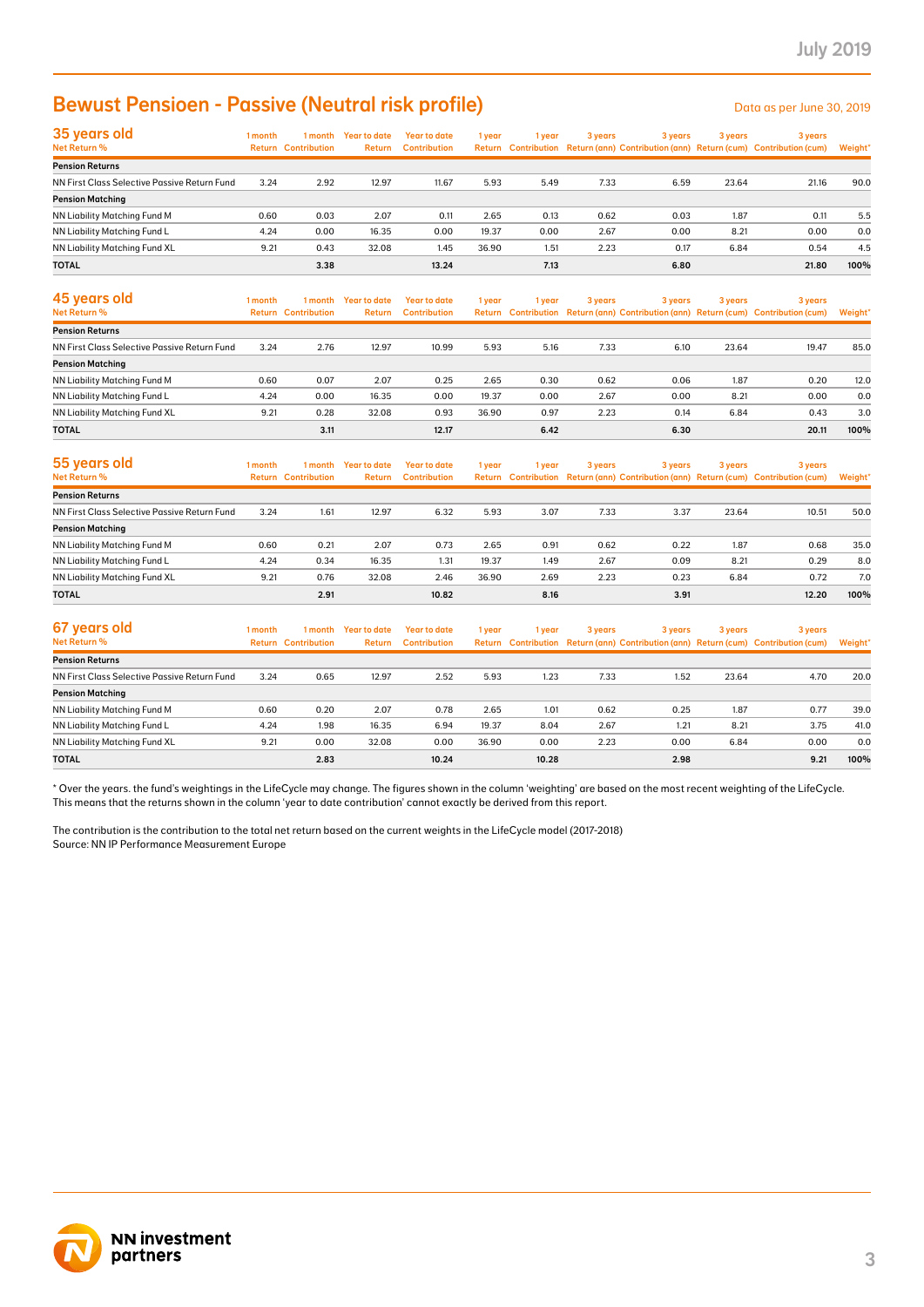# Bewust Pensioen - Passive (Neutral risk profile)

Data as per June 30, 2019

| 35 years old<br>Net Return % | 1 month Return | 1 month Contribution | Year to date Return | Year to date Contribution | 1 year Return | 1 year Contribution | 3 years Return (ann) | 3 years Contribution (ann) | 3 years Return (cum) | 3 years Contribution (cum) | Weight* |
|---|---|---|---|---|---|---|---|---|---|---|---|
| **Pension Returns** | | | | | | | | | | | |
| NN First Class Selective Passive Return Fund | 3.24 | 2.92 | 12.97 | 11.67 | 5.93 | 5.49 | 7.33 | 6.59 | 23.64 | 21.16 | 90.0 |
| **Pension Matching** | | | | | | | | | | | |
| NN Liability Matching Fund M | 0.60 | 0.03 | 2.07 | 0.11 | 2.65 | 0.13 | 0.62 | 0.03 | 1.87 | 0.11 | 5.5 |
| NN Liability Matching Fund L | 4.24 | 0.00 | 16.35 | 0.00 | 19.37 | 0.00 | 2.67 | 0.00 | 8.21 | 0.00 | 0.0 |
| NN Liability Matching Fund XL | 9.21 | 0.43 | 32.08 | 1.45 | 36.90 | 1.51 | 2.23 | 0.17 | 6.84 | 0.54 | 4.5 |
| **TOTAL** | | **3.38** | | **13.24** | | **7.13** | | **6.80** | | **21.80** | **100%** |

| 45 years old<br>Net Return % | 1 month Return | 1 month Contribution | Year to date Return | Year to date Contribution | 1 year Return | 1 year Contribution | 3 years Return (ann) | 3 years Contribution (ann) | 3 years Return (cum) | 3 years Contribution (cum) | Weight* |
|---|---|---|---|---|---|---|---|---|---|---|---|
| **Pension Returns** | | | | | | | | | | | |
| NN First Class Selective Passive Return Fund | 3.24 | 2.76 | 12.97 | 10.99 | 5.93 | 5.16 | 7.33 | 6.10 | 23.64 | 19.47 | 85.0 |
| **Pension Matching** | | | | | | | | | | | |
| NN Liability Matching Fund M | 0.60 | 0.07 | 2.07 | 0.25 | 2.65 | 0.30 | 0.62 | 0.06 | 1.87 | 0.20 | 12.0 |
| NN Liability Matching Fund L | 4.24 | 0.00 | 16.35 | 0.00 | 19.37 | 0.00 | 2.67 | 0.00 | 8.21 | 0.00 | 0.0 |
| NN Liability Matching Fund XL | 9.21 | 0.28 | 32.08 | 0.93 | 36.90 | 0.97 | 2.23 | 0.14 | 6.84 | 0.43 | 3.0 |
| **TOTAL** | | **3.11** | | **12.17** | | **6.42** | | **6.30** | | **20.11** | **100%** |

| 55 years old<br>Net Return % | 1 month Return | 1 month Contribution | Year to date Return | Year to date Contribution | 1 year Return | 1 year Contribution | 3 years Return (ann) | 3 years Contribution (ann) | 3 years Return (cum) | 3 years Contribution (cum) | Weight* |
|---|---|---|---|---|---|---|---|---|---|---|---|
| **Pension Returns** | | | | | | | | | | | |
| NN First Class Selective Passive Return Fund | 3.24 | 1.61 | 12.97 | 6.32 | 5.93 | 3.07 | 7.33 | 3.37 | 23.64 | 10.51 | 50.0 |
| **Pension Matching** | | | | | | | | | | | |
| NN Liability Matching Fund M | 0.60 | 0.21 | 2.07 | 0.73 | 2.65 | 0.91 | 0.62 | 0.22 | 1.87 | 0.68 | 35.0 |
| NN Liability Matching Fund L | 4.24 | 0.34 | 16.35 | 1.31 | 19.37 | 1.49 | 2.67 | 0.09 | 8.21 | 0.29 | 8.0 |
| NN Liability Matching Fund XL | 9.21 | 0.76 | 32.08 | 2.46 | 36.90 | 2.69 | 2.23 | 0.23 | 6.84 | 0.72 | 7.0 |
| **TOTAL** | | **2.91** | | **10.82** | | **8.16** | | **3.91** | | **12.20** | **100%** |

| 67 years old<br>Net Return % | 1 month Return | 1 month Contribution | Year to date Return | Year to date Contribution | 1 year Return | 1 year Contribution | 3 years Return (ann) | 3 years Contribution (ann) | 3 years Return (cum) | 3 years Contribution (cum) | Weight* |
|---|---|---|---|---|---|---|---|---|---|---|---|
| **Pension Returns** | | | | | | | | | | | |
| NN First Class Selective Passive Return Fund | 3.24 | 0.65 | 12.97 | 2.52 | 5.93 | 1.23 | 7.33 | 1.52 | 23.64 | 4.70 | 20.0 |
| **Pension Matching** | | | | | | | | | | | |
| NN Liability Matching Fund M | 0.60 | 0.20 | 2.07 | 0.78 | 2.65 | 1.01 | 0.62 | 0.25 | 1.87 | 0.77 | 39.0 |
| NN Liability Matching Fund L | 4.24 | 1.98 | 16.35 | 6.94 | 19.37 | 8.04 | 2.67 | 1.21 | 8.21 | 3.75 | 41.0 |
| NN Liability Matching Fund XL | 9.21 | 0.00 | 32.08 | 0.00 | 36.90 | 0.00 | 2.23 | 0.00 | 6.84 | 0.00 | 0.0 |
| **TOTAL** | | **2.83** | | **10.24** | | **10.28** | | **2.98** | | **9.21** | **100%** |

* Over the years. the fund's weightings in the LifeCycle may change. The figures shown in the column 'weighting' are based on the most recent weighting of the LifeCycle. This means that the returns shown in the column 'year to date contribution' cannot exactly be derived from this report.

The contribution is the contribution to the total net return based on the current weights in the LifeCycle model (2017-2018)
Source: NN IP Performance Measurement Europe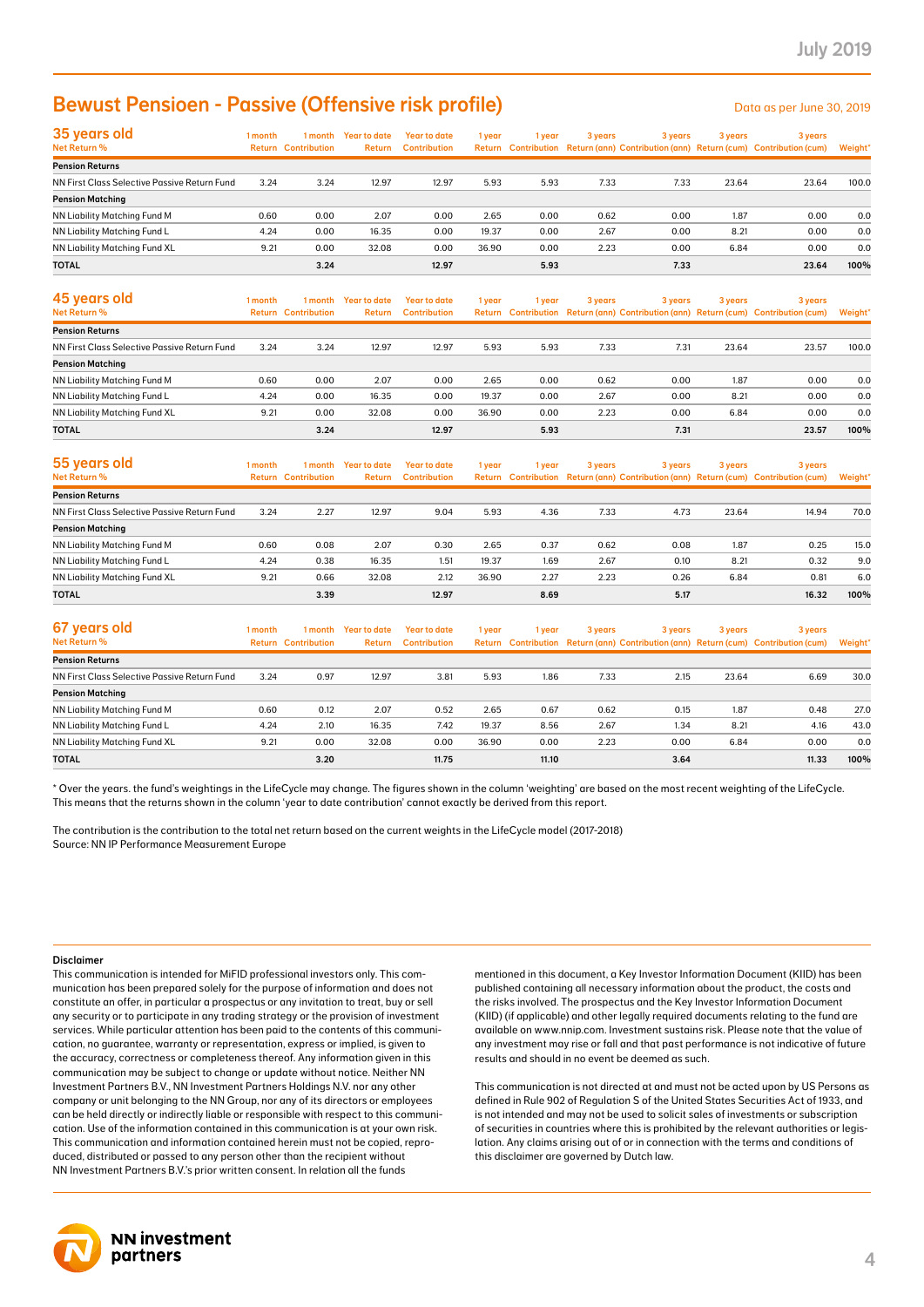# Bewust Pensioen - Passive (Offensive risk profile)

Data as per June 30, 2019

| 35 years old<br>Net Return % | 1 month Return | 1 month Contribution | Year to date Return | Year to date Contribution | 1 year Return | 1 year Contribution | 3 years Return (ann) | 3 years Contribution (ann) | 3 years Return (cum) | 3 years Contribution (cum) | Weight* |
|---|---|---|---|---|---|---|---|---|---|---|---|
| **Pension Returns** | | | | | | | | | | | |
| NN First Class Selective Passive Return Fund | 3.24 | 3.24 | 12.97 | 12.97 | 5.93 | 5.93 | 7.33 | 7.33 | 23.64 | 23.64 | 100.0 |
| **Pension Matching** | | | | | | | | | | | |
| NN Liability Matching Fund M | 0.60 | 0.00 | 2.07 | 0.00 | 2.65 | 0.00 | 0.62 | 0.00 | 1.87 | 0.00 | 0.0 |
| NN Liability Matching Fund L | 4.24 | 0.00 | 16.35 | 0.00 | 19.37 | 0.00 | 2.67 | 0.00 | 8.21 | 0.00 | 0.0 |
| NN Liability Matching Fund XL | 9.21 | 0.00 | 32.08 | 0.00 | 36.90 | 0.00 | 2.23 | 0.00 | 6.84 | 0.00 | 0.0 |
| **TOTAL** | | **3.24** | | **12.97** | | **5.93** | | **7.33** | | **23.64** | **100%** |

| 45 years old<br>Net Return % | 1 month Return | 1 month Contribution | Year to date Return | Year to date Contribution | 1 year Return | 1 year Contribution | 3 years Return (ann) | 3 years Contribution (ann) | 3 years Return (cum) | 3 years Contribution (cum) | Weight* |
|---|---|---|---|---|---|---|---|---|---|---|---|
| **Pension Returns** | | | | | | | | | | | |
| NN First Class Selective Passive Return Fund | 3.24 | 3.24 | 12.97 | 12.97 | 5.93 | 5.93 | 7.33 | 7.31 | 23.64 | 23.57 | 100.0 |
| **Pension Matching** | | | | | | | | | | | |
| NN Liability Matching Fund M | 0.60 | 0.00 | 2.07 | 0.00 | 2.65 | 0.00 | 0.62 | 0.00 | 1.87 | 0.00 | 0.0 |
| NN Liability Matching Fund L | 4.24 | 0.00 | 16.35 | 0.00 | 19.37 | 0.00 | 2.67 | 0.00 | 8.21 | 0.00 | 0.0 |
| NN Liability Matching Fund XL | 9.21 | 0.00 | 32.08 | 0.00 | 36.90 | 0.00 | 2.23 | 0.00 | 6.84 | 0.00 | 0.0 |
| **TOTAL** | | **3.24** | | **12.97** | | **5.93** | | **7.31** | | **23.57** | **100%** |

| 55 years old<br>Net Return % | 1 month Return | 1 month Contribution | Year to date Return | Year to date Contribution | 1 year Return | 1 year Contribution | 3 years Return (ann) | 3 years Contribution (ann) | 3 years Return (cum) | 3 years Contribution (cum) | Weight* |
|---|---|---|---|---|---|---|---|---|---|---|---|
| **Pension Returns** | | | | | | | | | | | |
| NN First Class Selective Passive Return Fund | 3.24 | 2.27 | 12.97 | 9.04 | 5.93 | 4.36 | 7.33 | 4.73 | 23.64 | 14.94 | 70.0 |
| **Pension Matching** | | | | | | | | | | | |
| NN Liability Matching Fund M | 0.60 | 0.08 | 2.07 | 0.30 | 2.65 | 0.37 | 0.62 | 0.08 | 1.87 | 0.25 | 15.0 |
| NN Liability Matching Fund L | 4.24 | 0.38 | 16.35 | 1.51 | 19.37 | 1.69 | 2.67 | 0.10 | 8.21 | 0.32 | 9.0 |
| NN Liability Matching Fund XL | 9.21 | 0.66 | 32.08 | 2.12 | 36.90 | 2.27 | 2.23 | 0.26 | 6.84 | 0.81 | 6.0 |
| **TOTAL** | | **3.39** | | **12.97** | | **8.69** | | **5.17** | | **16.32** | **100%** |

| 67 years old<br>Net Return % | 1 month Return | 1 month Contribution | Year to date Return | Year to date Contribution | 1 year Return | 1 year Contribution | 3 years Return (ann) | 3 years Contribution (ann) | 3 years Return (cum) | 3 years Contribution (cum) | Weight* |
|---|---|---|---|---|---|---|---|---|---|---|---|
| **Pension Returns** | | | | | | | | | | | |
| NN First Class Selective Passive Return Fund | 3.24 | 0.97 | 12.97 | 3.81 | 5.93 | 1.86 | 7.33 | 2.15 | 23.64 | 6.69 | 30.0 |
| **Pension Matching** | | | | | | | | | | | |
| NN Liability Matching Fund M | 0.60 | 0.12 | 2.07 | 0.52 | 2.65 | 0.67 | 0.62 | 0.15 | 1.87 | 0.48 | 27.0 |
| NN Liability Matching Fund L | 4.24 | 2.10 | 16.35 | 7.42 | 19.37 | 8.56 | 2.67 | 1.34 | 8.21 | 4.16 | 43.0 |
| NN Liability Matching Fund XL | 9.21 | 0.00 | 32.08 | 0.00 | 36.90 | 0.00 | 2.23 | 0.00 | 6.84 | 0.00 | 0.0 |
| **TOTAL** | | **3.20** | | **11.75** | | **11.10** | | **3.64** | | **11.33** | **100%** |

* Over the years. the fund's weightings in the LifeCycle may change. The figures shown in the column 'weighting' are based on the most recent weighting of the LifeCycle. This means that the returns shown in the column 'year to date contribution' cannot exactly be derived from this report.

The contribution is the contribution to the total net return based on the current weights in the LifeCycle model (2017-2018)
Source: NN IP Performance Measurement Europe

**Disclaimer**

This communication is intended for MiFID professional investors only. This communication has been prepared solely for the purpose of information and does not constitute an offer, in particular a prospectus or any invitation to treat, buy or sell any security or to participate in any trading strategy or the provision of investment services. While particular attention has been paid to the contents of this communication, no guarantee, warranty or representation, express or implied, is given to the accuracy, correctness or completeness thereof. Any information given in this communication may be subject to change or update without notice. Neither NN Investment Partners B.V., NN Investment Partners Holdings N.V. nor any other company or unit belonging to the NN Group, nor any of its directors or employees can be held directly or indirectly liable or responsible with respect to this communication. Use of the information contained in this communication is at your own risk. This communication and information contained herein must not be copied, reproduced, distributed or passed to any person other than the recipient without NN Investment Partners B.V.'s prior written consent. In relation all the funds mentioned in this document, a Key Investor Information Document (KIID) has been published containing all necessary information about the product, the costs and the risks involved. The prospectus and the Key Investor Information Document (KIID) (if applicable) and other legally required documents relating to the fund are available on www.nnip.com. Investment sustains risk. Please note that the value of any investment may rise or fall and that past performance is not indicative of future results and should in no event be deemed as such.

This communication is not directed at and must not be acted upon by US Persons as defined in Rule 902 of Regulation S of the United States Securities Act of 1933, and is not intended and may not be used to solicit sales of investments or subscription of securities in countries where this is prohibited by the relevant authorities or legislation. Any claims arising out of or in connection with the terms and conditions of this disclaimer are governed by Dutch law.